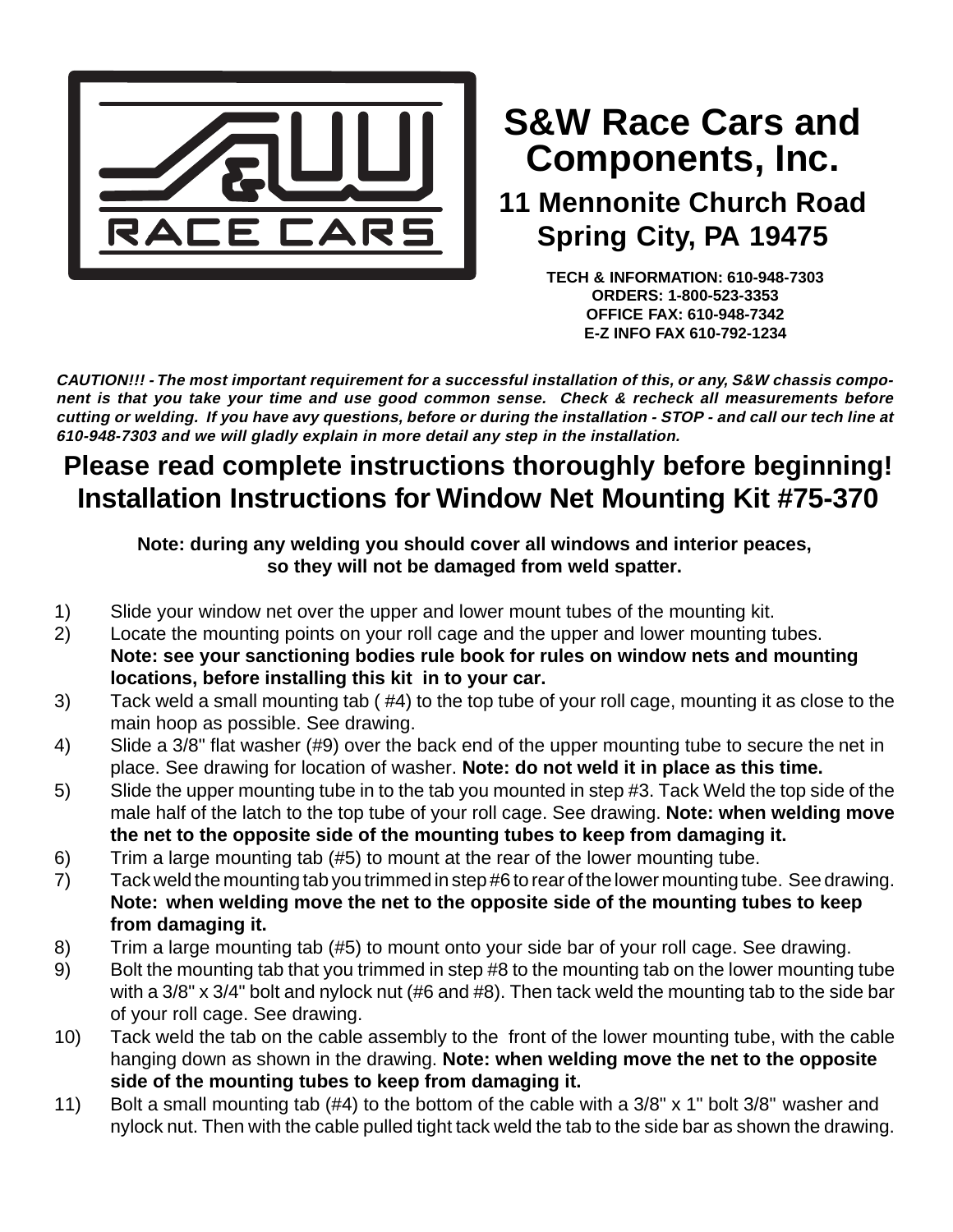# S&W Race Cars and Components, Inc.

## 11 Mennonite Church Road
## Spring City, PA 19475

**TECH & INFORMATION: 610-948-7303**
**ORDERS: 1-800-523-3353**
**OFFICE FAX: 610-948-7342**
**E-Z INFO FAX 610-792-1234**

***CAUTION!!! - The most important requirement for a successful installation of this, or any, S&W chassis component is that you take your time and use good common sense. Check & recheck all measurements before cutting or welding. If you have avy questions, before or during the installation - STOP - and call our tech line at 610-948-7303 and we will gladly explain in more detail any step in the installation.***

# Please read complete instructions thoroughly before beginning!
# Installation Instructions for Window Net Mounting Kit #75-370

**Note: during any welding you should cover all windows and interior peaces, so they will not be damaged from weld spatter.**

1) Slide your window net over the upper and lower mount tubes of the mounting kit.
2) Locate the mounting points on your roll cage and the upper and lower mounting tubes. **Note: see your sanctioning bodies rule book for rules on window nets and mounting locations, before installing this kit in to your car.**
3) Tack weld a small mounting tab ( #4) to the top tube of your roll cage, mounting it as close to the main hoop as possible. See drawing.
4) Slide a 3/8" flat washer (#9) over the back end of the upper mounting tube to secure the net in place. See drawing for location of washer. **Note: do not weld it in place as this time.**
5) Slide the upper mounting tube in to the tab you mounted in step #3. Tack Weld the top side of the male half of the latch to the top tube of your roll cage. See drawing. **Note: when welding move the net to the opposite side of the mounting tubes to keep from damaging it.**
6) Trim a large mounting tab (#5) to mount at the rear of the lower mounting tube.
7) Tack weld the mounting tab you trimmed in step #6 to rear of the lower mounting tube. See drawing. **Note: when welding move the net to the opposite side of the mounting tubes to keep from damaging it.**
8) Trim a large mounting tab (#5) to mount onto your side bar of your roll cage. See drawing.
9) Bolt the mounting tab that you trimmed in step #8 to the mounting tab on the lower mounting tube with a 3/8" x 3/4" bolt and nylock nut (#6 and #8). Then tack weld the mounting tab to the side bar of your roll cage. See drawing.
10) Tack weld the tab on the cable assembly to the front of the lower mounting tube, with the cable hanging down as shown in the drawing. **Note: when welding move the net to the opposite side of the mounting tubes to keep from damaging it.**
11) Bolt a small mounting tab (#4) to the bottom of the cable with a 3/8" x 1" bolt 3/8" washer and nylock nut. Then with the cable pulled tight tack weld the tab to the side bar as shown the drawing.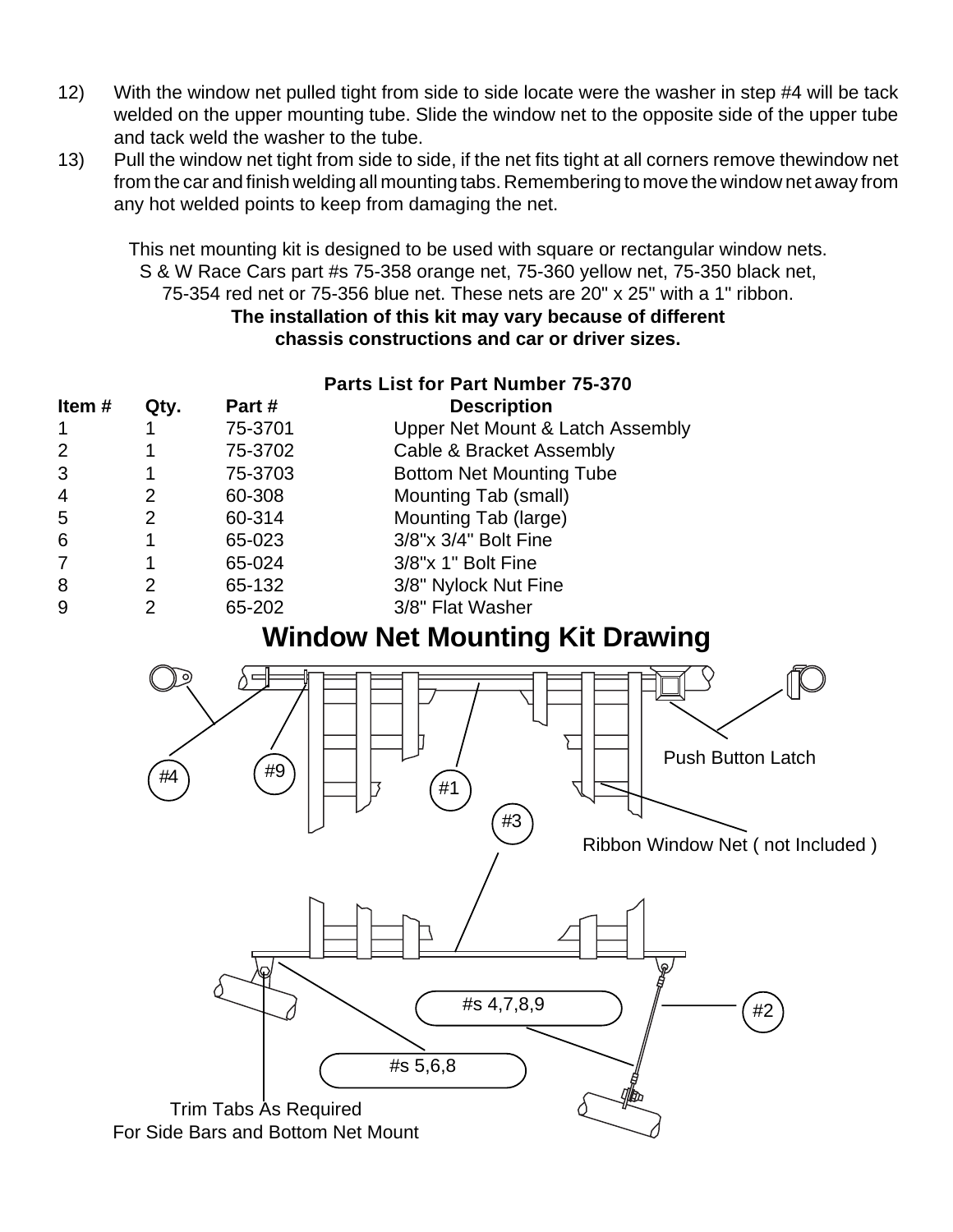12) With the window net pulled tight from side to side locate were the washer in step #4 will be tack welded on the upper mounting tube. Slide the window net to the opposite side of the upper tube and tack weld the washer to the tube.
13) Pull the window net tight from side to side, if the net fits tight at all corners remove thewindow net from the car and finish welding all mounting tabs. Remembering to move the window net away from any hot welded points to keep from damaging the net.

This net mounting kit is designed to be used with square or rectangular window nets.
S & W Race Cars part #s 75-358 orange net, 75-360 yellow net, 75-350 black net,
75-354 red net or 75-356 blue net. These nets are 20" x 25" with a 1" ribbon.
**The installation of this kit may vary because of different chassis constructions and car or driver sizes.**

**Parts List for Part Number 75-370**

| Item # | Qty. | Part # | Description |
|---|---|---|---|
| 1 | 1 | 75-3701 | Upper Net Mount & Latch Assembly |
| 2 | 1 | 75-3702 | Cable & Bracket Assembly |
| 3 | 1 | 75-3703 | Bottom Net Mounting Tube |
| 4 | 2 | 60-308 | Mounting Tab (small) |
| 5 | 2 | 60-314 | Mounting Tab (large) |
| 6 | 1 | 65-023 | 3/8"x 3/4" Bolt Fine |
| 7 | 1 | 65-024 | 3/8"x 1" Bolt Fine |
| 8 | 2 | 65-132 | 3/8" Nylock Nut Fine |
| 9 | 2 | 65-202 | 3/8" Flat Washer |

## Window Net Mounting Kit Drawing

#4
#9
#1
Push Button Latch
#3
Ribbon Window Net ( not Included )
#s 4,7,8,9
#2
#s 5,6,8
Trim Tabs As Required
For Side Bars and Bottom Net Mount